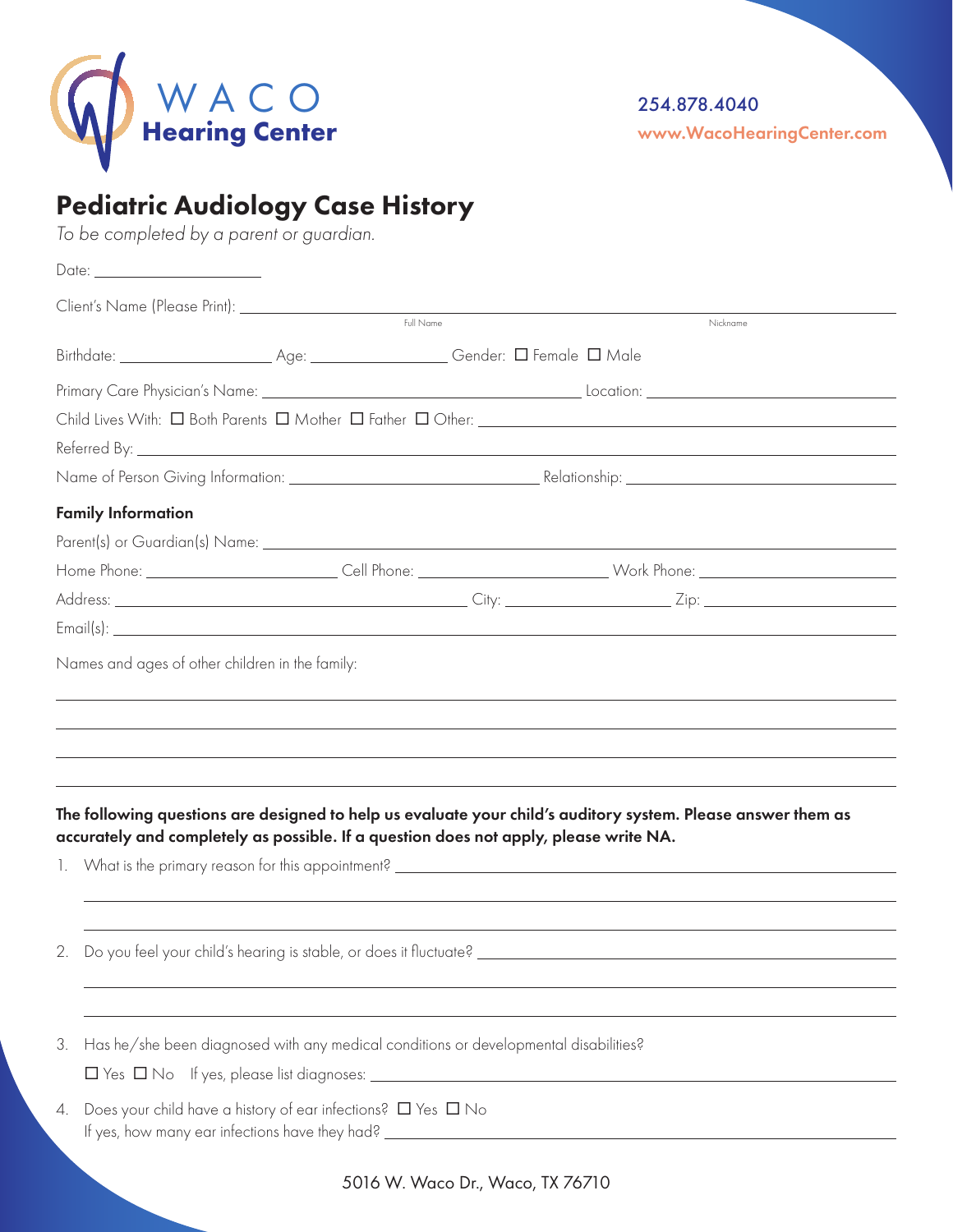WACO **Hearing Center**

254.878.4040
www.WacoHearingCenter.com

# Pediatric Audiology Case History

*To be completed by a parent or guardian.*

Date: ____________________

Client's Name (Please Print): ______________________________ (Full Name) ______________________________ (Nickname)

Birthdate: ________________ Age: ________________ Gender: ☐ Female ☐ Male

Primary Care Physician's Name: ______________________________ Location: ______________________________

Child Lives With: ☐ Both Parents ☐ Mother ☐ Father ☐ Other: ______________________________

Referred By: ______________________________

Name of Person Giving Information: ______________________________ Relationship: ______________________________

**Family Information**

Parent(s) or Guardian(s) Name: ______________________________

Home Phone: ____________________ Cell Phone: ____________________ Work Phone: ____________________

Address: ______________________________ City: ____________________ Zip: ____________________

Email(s): ______________________________

Names and ages of other children in the family:

______________________________

______________________________

______________________________

______________________________

**The following questions are designed to help us evaluate your child's auditory system. Please answer them as accurately and completely as possible. If a question does not apply, please write NA.**

1. What is the primary reason for this appointment? ______________________________

   ______________________________

   ______________________________

2. Do you feel your child's hearing is stable, or does it fluctuate? ______________________________

   ______________________________

   ______________________________

3. Has he/she been diagnosed with any medical conditions or developmental disabilities?

   ☐ Yes ☐ No If yes, please list diagnoses: ______________________________

4. Does your child have a history of ear infections? ☐ Yes ☐ No

   If yes, how many ear infections have they had? ______________________________

5016 W. Waco Dr., Waco, TX 76710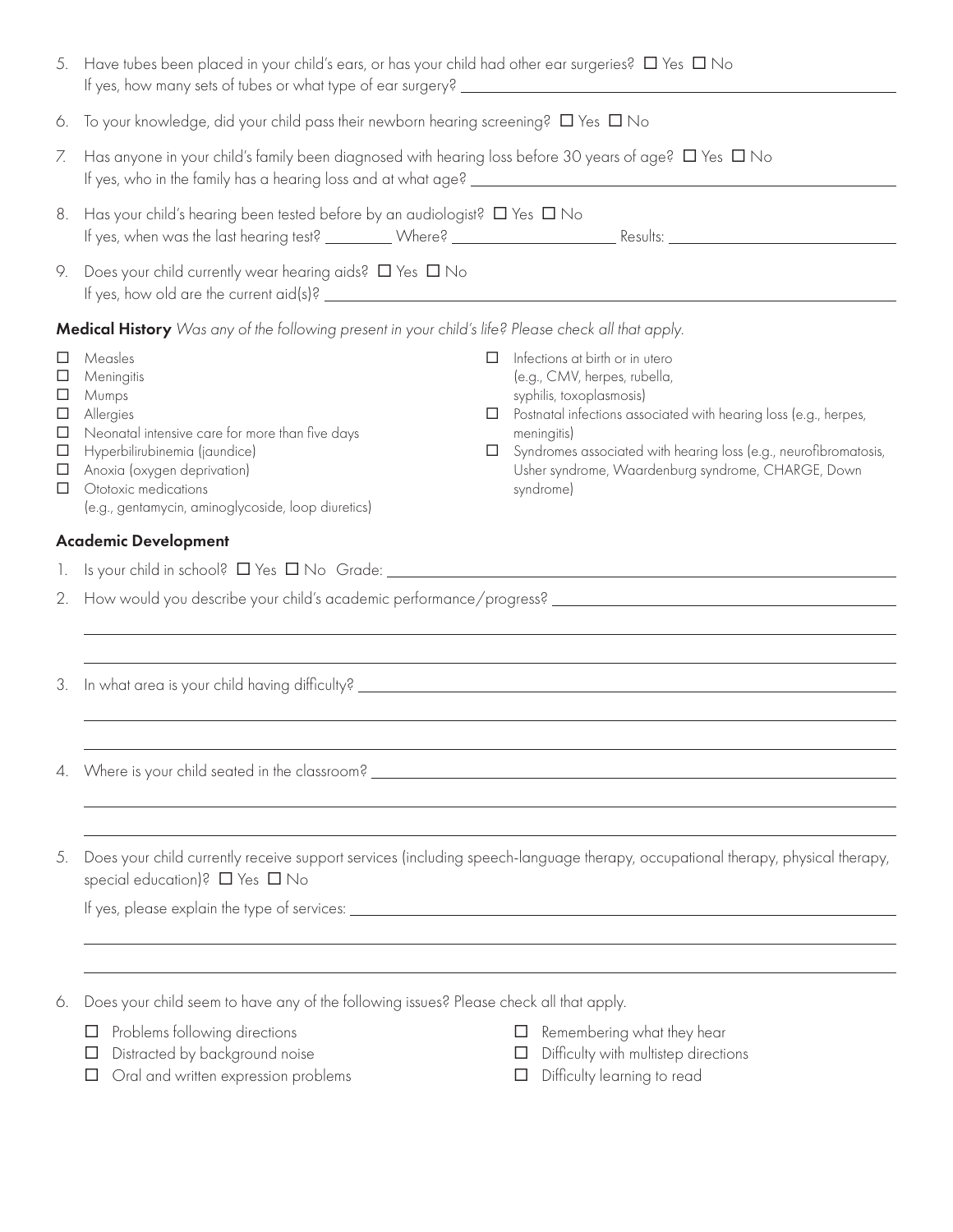5. Have tubes been placed in your child's ears, or has your child had other ear surgeries? ☐ Yes ☐ No
   If yes, how many sets of tubes or what type of ear surgery? ______________________

6. To your knowledge, did your child pass their newborn hearing screening? ☐ Yes ☐ No

7. Has anyone in your child's family been diagnosed with hearing loss before 30 years of age? ☐ Yes ☐ No
   If yes, who in the family has a hearing loss and at what age? ______________________

8. Has your child's hearing been tested before by an audiologist? ☐ Yes ☐ No
   If yes, when was the last hearing test? __________ Where? ______________ Results: ______________

9. Does your child currently wear hearing aids? ☐ Yes ☐ No
   If yes, how old are the current aid(s)? ______________________

**Medical History** *Was any of the following present in your child's life? Please check all that apply.*

- ☐ Measles
- ☐ Meningitis
- ☐ Mumps
- ☐ Allergies
- ☐ Neonatal intensive care for more than five days
- ☐ Hyperbilirubinemia (jaundice)
- ☐ Anoxia (oxygen deprivation)
- ☐ Ototoxic medications (e.g., gentamycin, aminoglycoside, loop diuretics)
- ☐ Infections at birth or in utero (e.g., CMV, herpes, rubella, syphilis, toxoplasmosis)
- ☐ Postnatal infections associated with hearing loss (e.g., herpes, meningitis)
- ☐ Syndromes associated with hearing loss (e.g., neurofibromatosis, Usher syndrome, Waardenburg syndrome, CHARGE, Down syndrome)

**Academic Development**

1. Is your child in school? ☐ Yes ☐ No Grade: ______________________

2. How would you describe your child's academic performance/progress? ______________________

3. In what area is your child having difficulty? ______________________

4. Where is your child seated in the classroom? ______________________

5. Does your child currently receive support services (including speech-language therapy, occupational therapy, physical therapy, special education)? ☐ Yes ☐ No

   If yes, please explain the type of services: ______________________

6. Does your child seem to have any of the following issues? Please check all that apply.

   - ☐ Problems following directions
   - ☐ Distracted by background noise
   - ☐ Oral and written expression problems
   - ☐ Remembering what they hear
   - ☐ Difficulty with multistep directions
   - ☐ Difficulty learning to read